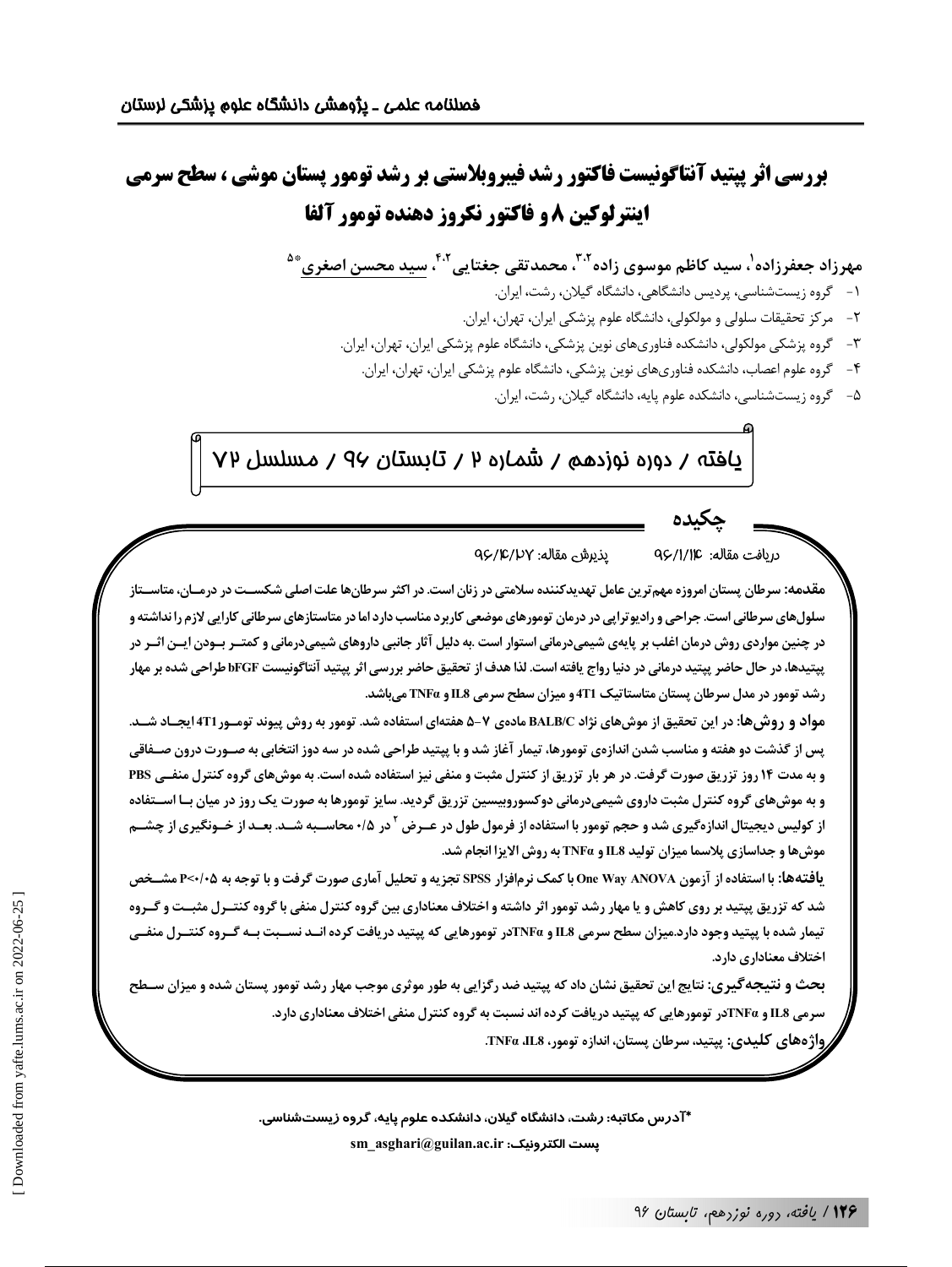# بررسی اثر پپتید آنتاگونیست فاکتور رشد فیبروبلاستی بر رشد تومور پستان موشی، سطح سرمی اینترلوکین ۸ و فاکتور نکروز دهنده تومور آلفا

مهرزاد جعفرزاده[۱]، سید کاظم موسوی زاده[۲،۳]، محمدتقی جغتایی[۲،۴]، سید محسن اصغری*[۵]

۱- گروه زیست‌شناسی، پردیس دانشگاهی، دانشگاه گیلان، رشت، ایران.

۲- مرکز تحقیقات سلولی و مولکولی، دانشگاه علوم پزشکی ایران، تهران، ایران.

۳- گروه پزشکی مولکولی، دانشکده فناوری‌های نوین پزشکی، دانشگاه علوم پزشکی ایران، تهران، ایران.

۴- گروه علوم اعصاب، دانشکده فناوری‌های نوین پزشکی، دانشگاه علوم پزشکی ایران، تهران، ایران.

۵- گروه زیست‌شناسی، دانشکده علوم پایه، دانشگاه گیلان، رشت، ایران.

یافته / دوره نوزدهم / شماره ۲ / تابستان ۹۶ / مسلسل ۷۲

## چکیده

دریافت مقاله: ۹۶/۱/۱۴ پذیرش مقاله: ۹۶/۴/۲۷

**مقدمه:** سرطان پستان امروزه مهم‌ترین عامل تهدیدکننده سلامتی در زنان است. در اکثر سرطان‌ها علت اصلی شکست در درمان، متاستاز سلول‌های سرطانی است. جراحی و رادیوترابی در درمان تومورهای موضعی کاربرد مناسب دارد اما در متاستازهای سرطانی کارایی لازم را نداشته و در چنین مواردی روش درمان اغلب بر پایه‌ی شیمی‌درمانی استوار است .به دلیل آثار جانبی داروهای شیمی‌درمانی و کمتر بودن این اثر در پپتیدها، در حال حاضر پپتید درمانی در دنیا رواج یافته است. لذا هدف از تحقیق حاضر بررسی اثر پپتید آنتاگونیست bFGF طراحی شده بر مهار رشد تومور در مدل سرطان پستان متاستاتیک 4T1 و میزان سطح سرمی IL8 و TNFα می‌باشد.

**مواد و روش‌ها:** در این تحقیق از موش‌های نژاد BALB/C ماده‌ی ۷-۵ هفته‌ای استفاده شد. تومور به روش پیوند تومور 4T1 ایجاد شد. پس از گذشت دو هفته و مناسب شدن اندازه‌ی تومورها، تیمار آغاز شد و با پپتید طراحی شده در سه دوز انتخابی به صورت درون صفاقی و به مدت ۱۴ روز تزریق صورت گرفت. در هر بار تزریق از کنترل مثبت و منفی نیز استفاده شده است. به موش‌های گروه کنترل منفی PBS و به موش‌های گروه کنترل مثبت داروی شیمی‌درمانی دوکسوروبیسین تزریق گردید. سایز تومورها به صورت یک روز در میان با استفاده از کولیس دیجیتال اندازه‌گیری شد و حجم تومور با استفاده از فرمول طول در عرض ۲ در ۰/۵ محاسبه شد. بعد از خونگیری از چشم موش‌ها و جداسازی پلاسما میزان تولید IL8 و TNFα به روش الایزا انجام شد.

**یافته‌ها:** با استفاده از آزمون One Way ANOVA با کمک نرم‌افزار SPSS تجزیه و تحلیل آماری صورت گرفت و با توجه به P<۰/۰۵ مشخص شد که تزریق پپتید بر روی کاهش و یا مهار رشد تومور اثر داشته و اختلاف معناداری بین گروه کنترل منفی با گروه کنترل مثبت و گروه تیمار شده با پپتید وجود دارد.میزان سطح سرمی IL8 و TNFαدر تومورهایی که پپتید دریافت کرده اند نسبت به گروه کنترل منفی اختلاف معناداری دارد.

**بحث و نتیجه‌گیری:** نتایج این تحقیق نشان داد که پپتید ضد رگزایی به طور موثری موجب مهار رشد تومور پستان شده و میزان سطح سرمی IL8 و TNFαدر تومورهایی که پپتید دریافت کرده اند نسبت به گروه کنترل منفی اختلاف معناداری دارد.

**واژه‌های کلیدی:** پپتید، سرطان پستان، اندازه تومور، IL8، TNFα.

*آدرس مکاتبه: رشت، دانشگاه گیلان، دانشکده علوم پایه، گروه زیست‌شناسی.

پست الکترونیک: sm_asghari@guilan.ac.ir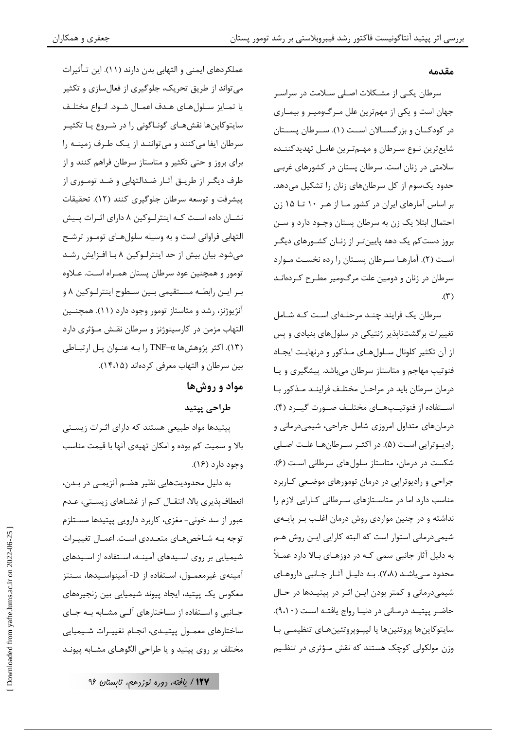## مقدمه

سرطان یکی از مشکلات اصلی سلامت در سراسر جهان است و یکی از مهم‌ترین علل مرگ‌ومیر و بیماری در کودکان و بزرگسالان است (۱). سرطان پستان شایع‌ترین نوع سرطان و مهم‌ترین عامل تهدیدکننده سلامتی در زنان است. سرطان پستان در کشورهای غربی حدود یک‌سوم از کل سرطان‌های زنان را تشکیل می‌دهد. بر اساس آمارهای ایران در کشور ما از هر ۱۰ تا ۱۵ زن احتمال ابتلا یک زن به سرطان پستان وجود دارد و سن بروز دست‌کم یک دهه پایین‌تر از زنان کشورهای دیگر است (۲). آمارها سرطان پستان را رده نخست موارد سرطان در زنان و دومین علت مرگ‌ومیر مطرح کرده‌اند (۳).

سرطان یک فرایند چند مرحله‌ای است که شامل تغییرات برگشت‌ناپذیر ژنتیکی در سلول‌های بنیادی و پس از آن تکثیر کلونال سلول‌های مذکور و درنهایت ایجاد فنوتیپ مهاجم و متاستاز سرطان می‌باشد. پیشگیری و یا درمان سرطان باید در مراحل مختلف فرایند مذکور با استفاده از فنوتیپ‌های مختلف صورت گیرد (۴). درمان‌های متداول امروزی شامل جراحی، شیمی‌درمانی و رادیوتراپی است (۵). در اکثر سرطان‌ها علت اصلی شکست در درمان، متاستاز سلول‌های سرطانی است (۶). جراحی و رادیوتراپی در درمان تومورهای موضعی کاربرد مناسب دارد اما در متاستازهای سرطانی کارایی لازم را نداشته و در چنین مواردی روش درمان اغلب بر پایه‌ی شیمی‌درمانی استوار است که البته کارایی این روش هم به دلیل آثار جانبی سمی که در دوزهای بالا دارد عملاً محدود می‌باشد (۷،۸). به دلیل آثار جانبی داروهای شیمی‌درمانی و کمتر بودن این اثر در پپتیدها در حال حاضر پپتید درمانی در دنیا رواج یافته است (۹،۱۰). سایتوکاین‌ها پروتئین‌ها یا لیپوپروتئین‌های تنظیمی با وزن مولکولی کوچک هستند که نقش مؤثری در تنظیم عملکردهای ایمنی و التهابی بدن دارند (۱۱). این تأثیرات می‌تواند از طریق تحریک، جلوگیری از فعال‌سازی و تکثیر یا تمایز سلول‌های هدف اعمال شود. انواع مختلف سایتوکاین‌ها نقش‌های گوناگونی را در شروع یا تکثیر سرطان ایفا می‌کنند و می‌توانند از یک طرف زمینه را برای بروز و حتی تکثیر و متاستاز سرطان فراهم کنند و از طرف دیگر از طریق آثار ضدالتهابی و ضد توموری از پیشرفت و توسعه سرطان جلوگیری کنند (۱۲). تحقیقات نشان داده است که اینترلوکین ۸ دارای اثرات پیش التهابی فراوانی است و به وسیله سلول‌های تومور ترشح می‌شود. بیان بیش از حد اینترلوکین ۸ با افزایش رشد تومور و همچنین عود سرطان پستان همراه است. علاوه بر این رابطه مستقیمی بین سطوح اینترلوکین ۸ و آنژیوژنز، رشد و متاستاز تومور وجود دارد (۱۱). همچنین التهاب مزمن در کارسینوژنز و سرطان نقش مؤثری دارد (۱۳). اکثر پژوهش‌ها TNF–α را به عنوان پل ارتباطی بین سرطان و التهاب معرفی کرده‌اند (۱۴،۱۵).

## مواد و روش‌ها

### طراحی پپتید

پپتیدها مواد طبیعی هستند که دارای اثرات زیستی بالا و سمیت کم بوده و امکان تهیه‌ی آنها با قیمت مناسب وجود دارد (۱۶).

به دلیل محدودیت‌هایی نظیر هضم آنزیمی در بدن، انعطاف‌پذیری بالا، انتقال کم از غشاهای زیستی، عدم عبور از سد خونی- مغزی، کاربرد دارویی پپتیدها مستلزم توجه به شاخص‌های متعددی است. اعمال تغییرات شیمیایی بر روی اسیدهای آمینه، استفاده از اسیدهای آمینه‌ی غیرمعمول، استفاده از D- آمینواسیدها، سنتز معکوس یک پپتید، ایجاد پیوند شیمیایی بین زنجیره‌های جانبی و استفاده از ساختارهای آلی مشابه به جای ساختارهای معمول پپتیدی، انجام تغییرات شیمیایی مختلف بر روی پپتید و یا طراحی الگوهای مشابه پیوند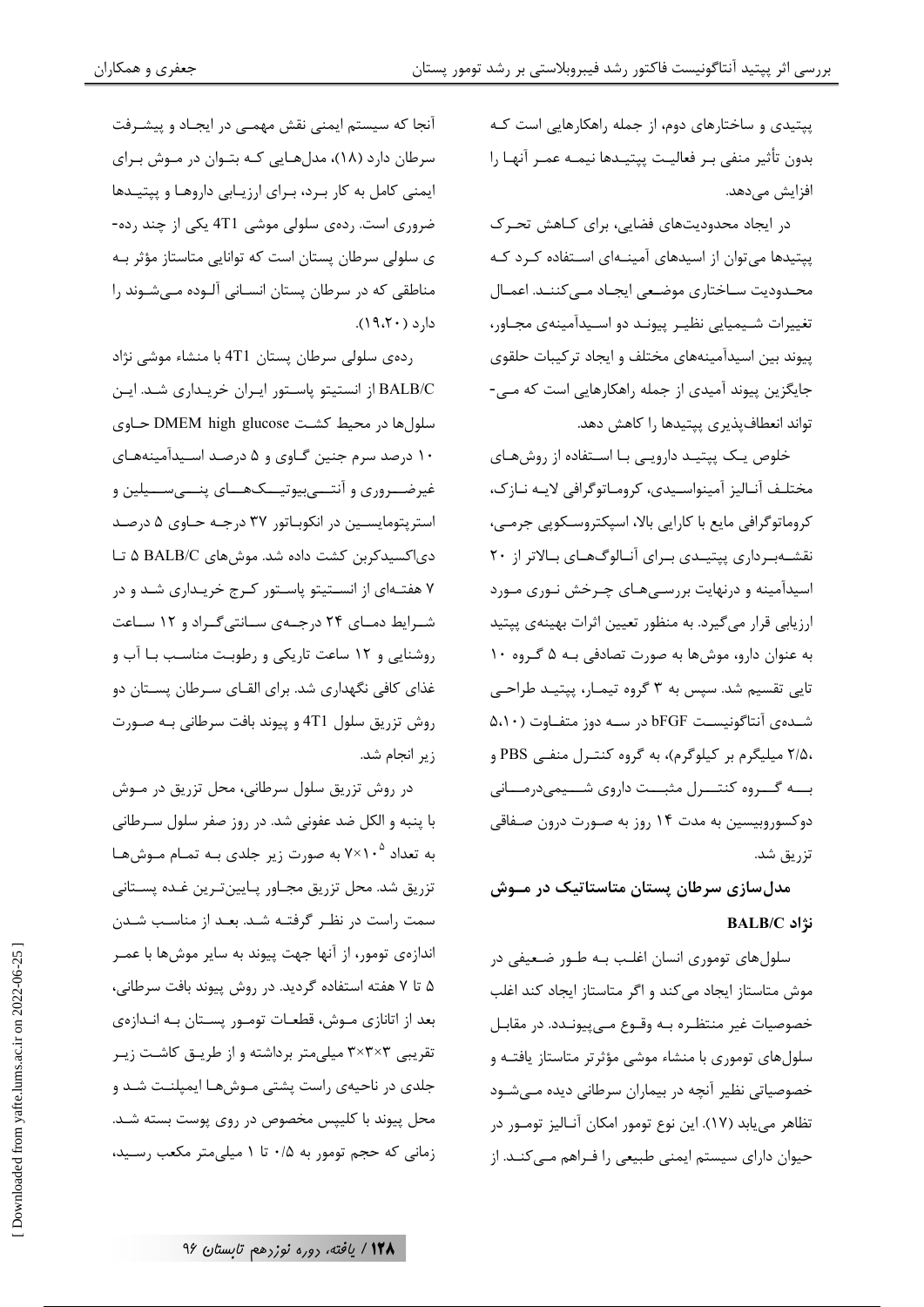پپتیدی و ساختارهای دوم، از جمله راهکارهایی است که بدون تأثیر منفی بر فعالیت پپتیدها نیمه عمر آنها را افزایش می‌دهد.

در ایجاد محدودیت‌های فضایی، برای کاهش تحرک پپتیدها می‌توان از اسیدهای آمینه‌ای استفاده کرد که محدودیت ساختاری موضعی ایجاد می‌کنند. اعمال تغییرات شیمیایی نظیر پیوند دو اسیدآمینه‌ی مجاور، پیوند بین اسیدآمینه‌های مختلف و ایجاد ترکیبات حلقوی جایگزین پیوند آمیدی از جمله راهکارهایی است که می‌تواند انعطاف‌پذیری پپتیدها را کاهش دهد.

خلوص یک پپتید دارویی با استفاده از روش‌های مختلف آنالیز آمینواسیدی، کروماتوگرافی لایه نازک، کروماتوگرافی مایع با کارایی بالا، اسپکتروسکوپی جرمی، نقشه‌برداری پپتیدی برای آنالوگ‌های بالاتر از ۲۰ اسیدآمینه و درنهایت بررسی‌های چرخش نوری مورد ارزیابی قرار می‌گیرد. به منظور تعیین اثرات بهینه‌ی پپتید به عنوان دارو، موش‌ها به صورت تصادفی به ۵ گروه ۱۰ تایی تقسیم شد. سپس به ۳ گروه تیمار، پپتید طراحی شده‌ی آنتاگونیست bFGF در سه دوز متفاوت (۵،۱۰، ۲/۵، میلیگرم بر کیلوگرم)، به گروه کنترل منفی PBS و به گروه کنترل مثبت داروی شیمی‌درمانی دوکسوروبیسین به مدت ۱۴ روز به صورت درون صفاقی تزریق شد.

## مدل‌سازی سرطان پستان متاستاتیک در موش نژاد BALB/C

سلول‌های توموری انسان اغلب به طور ضعیفی در موش متاستاز ایجاد می‌کند و اگر متاستاز ایجاد کند اغلب خصوصیات غیر منتظره به وقوع می‌پیوندد. در مقابل سلول‌های توموری با منشاء موشی مؤثرتر متاستاز یافته و خصوصیاتی نظیر آنچه در بیماران سرطانی دیده می‌شود تظاهر می‌یابد (۱۷). این نوع تومور امکان آنالیز تومور در حیوان دارای سیستم ایمنی طبیعی را فراهم می‌کند. از آنجا که سیستم ایمنی نقش مهمی در ایجاد و پیشرفت سرطان دارد (۱۸)، مدل‌هایی که بتوان در موش برای ایمنی کامل به کار برد، برای ارزیابی داروها و پپتیدها ضروری است. رده‌ی سلولی موشی 4T1 یکی از چند رده‌ی سلولی سرطان پستان است که توانایی متاستاز مؤثر به مناطقی که در سرطان پستان انسانی آلوده می‌شوند را دارد (۱۹،۲۰).

رده‌ی سلولی سرطان پستان 4T1 با منشاء موشی نژاد BALB/C از انستیتو پاستور ایران خریداری شد. این سلول‌ها در محیط کشت DMEM high glucose حاوی ۱۰ درصد سرم جنین گاوی و ۵ درصد اسیدآمینه‌های غیرضروری و آنتی‌بیوتیک‌های پنی‌سیلین و استرپتومایسین در انکوباتور ۳۷ درجه حاوی ۵ درصد دی‌اکسیدکربن کشت داده شد. موش‌های BALB/C ۵ تا ۷ هفته‌ای از انستیتو پاستور کرج خریداری شد و در شرایط دمای ۲۴ درجه‌ی سانتی‌گراد و ۱۲ ساعت روشنایی و ۱۲ ساعت تاریکی و رطوبت مناسب با آب و غذای کافی نگهداری شد. برای القای سرطان پستان دو روش تزریق سلول 4T1 و پیوند بافت سرطانی به صورت زیر انجام شد.

در روش تزریق سلول سرطانی، محل تزریق در موش با پنبه و الکل ضد عفونی شد. در روز صفر سلول سرطانی به تعداد $7\times10^{5}$ به صورت زیر جلدی به تمام موش‌ها تزریق شد. محل تزریق مجاور پایین‌ترین غده پستانی سمت راست در نظر گرفته شد. بعد از مناسب شدن اندازه‌ی تومور، از آنها جهت پیوند به سایر موش‌ها با عمر ۵ تا ۷ هفته استفاده گردید. در روش پیوند بافت سرطانی، بعد از اتانازی موش، قطعات تومور پستان به اندازه‌ی تقریبی ۳×۳×۳ میلی‌متر برداشته و از طریق کاشت زیر جلدی در ناحیه‌ی راست پشتی موش‌ها ایمپلنت شد و محل پیوند با کلیپس مخصوص در روی پوست بسته شد. زمانی که حجم تومور به ۰/۵ تا ۱ میلی‌متر مکعب رسید،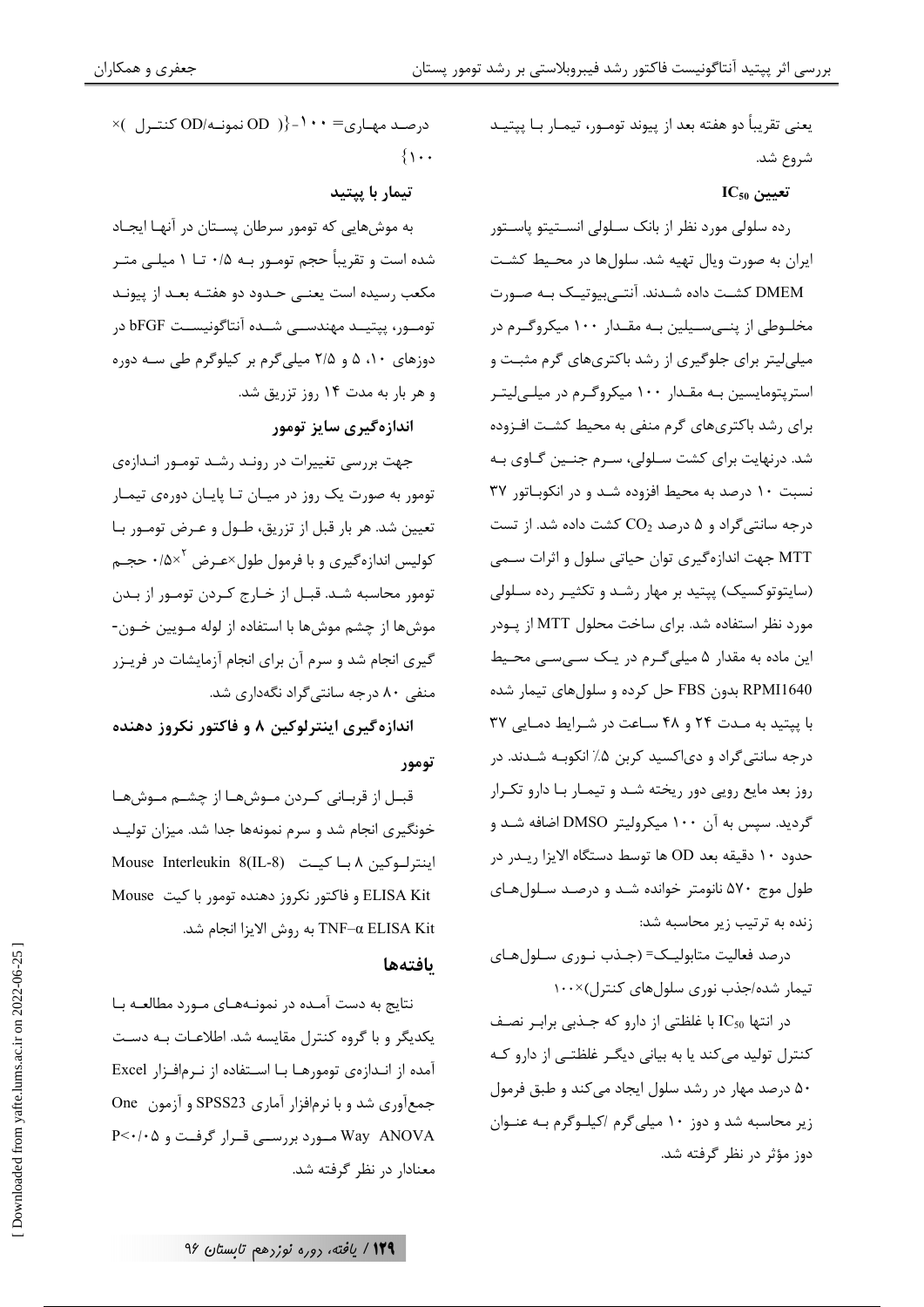یعنی تقریباً دو هفته بعد از پیوند تومور، تیمار با پپتید شروع شد.

### تعیین $IC_{50}$

رده سلولی مورد نظر از بانک سلولی انستیتو پاستور ایران به صورت ویال تهیه شد. سلول‌ها در محیط کشت DMEM کشت داده شدند. آنتی‌بیوتیک به صورت مخلوطی از پنی‌سیلین به مقدار ۱۰۰ میکروگرم در میلی‌لیتر برای جلوگیری از رشد باکتری‌های گرم مثبت و استرپتومایسین به مقدار ۱۰۰ میکروگرم در میلی‌لیتر برای رشد باکتری‌های گرم منفی به محیط کشت افزوده شد. درنهایت برای کشت سلولی، سرم جنین گاوی به نسبت ۱۰ درصد به محیط افزوده شد و در انکوباتور ۳۷ درجه سانتی‌گراد و ۵ درصد $CO_2$ کشت داده شد. از تست MTT جهت اندازه‌گیری توان حیاتی سلول و اثرات سمی (سایتوتوکسیک) پپتید بر مهار رشد و تکثیر رده سلولی مورد نظر استفاده شد. برای ساخت محلول MTT از پودر این ماده به مقدار ۵ میلی‌گرم در یک سی‌سی محیط RPMI1640 بدون FBS حل کرده و سلول‌های تیمار شده با پپتید به مدت ۲۴ و ۴۸ ساعت در شرایط دمایی ۳۷ درجه سانتی‌گراد و دی‌اکسید کربن ۵٪ انکوبه شدند. در روز بعد مایع رویی دور ریخته شد و تیمار با دارو تکرار گردید. سپس به آن ۱۰۰ میکرولیتر DMSO اضافه شد و حدود ۱۰ دقیقه بعد OD ها توسط دستگاه الایزا ریدر در طول موج ۵۷۰ نانومتر خوانده شد و درصد سلول‌های زنده به ترتیب زیر محاسبه شد:

درصد فعالیت متابولیک= (جذب نوری سلول‌های تیمار شده/جذب نوری سلول‌های کنترل)×۱۰۰

در انتها $IC_{50}$ با غلظتی از دارو که جذبی برابر نصف کنترل تولید می‌کند یا به بیانی دیگر غلظتی از دارو که ۵۰ درصد مهار در رشد سلول ایجاد می‌کند و طبق فرمول زیر محاسبه شد و دوز ۱۰ میلی‌گرم /کیلوگرم به عنوان دوز مؤثر در نظر گرفته شد.

درصد مهاری= ۱۰۰-{( OD نمونه/OD کنترل )× ۱۰۰}

### تیمار با پپتید

به موش‌هایی که تومور سرطان پستان در آنها ایجاد شده است و تقریباً حجم تومور به ۰/۵ تا ۱ میلی متر مکعب رسیده است یعنی حدود دو هفته بعد از پیوند تومور، پپتید مهندسی شده آنتاگونیست bFGF در دوزهای ۱۰، ۵ و ۲/۵ میلی‌گرم بر کیلوگرم طی سه دوره و هر بار به مدت ۱۴ روز تزریق شد.

### اندازه‌گیری سایز تومور

جهت بررسی تغییرات در روند رشد تومور اندازه‌ی تومور به صورت یک روز در میان تا پایان دوره‌ی تیمار تعیین شد. هر بار قبل از تزریق، طول و عرض تومور با کولیس اندازه‌گیری و با فرمول طول×عرض $^2$×۰/۵ حجم تومور محاسبه شد. قبل از خارج کردن تومور از بدن موش‌ها از چشم موش‌ها با استفاده از لوله مویین خون‌گیری انجام شد و سرم آن برای انجام آزمایشات در فریزر منفی ۸۰ درجه سانتی‌گراد نگه‌داری شد.

### اندازه‌گیری اینترلوکین ۸ و فاکتور نکروز دهنده تومور

قبل از قربانی کردن موش‌ها از چشم موش‌ها خونگیری انجام شد و سرم نمونه‌ها جدا شد. میزان تولید اینترلوکین ۸ با کیت Mouse Interleukin 8(IL-8) ELISA Kit و فاکتور نکروز دهنده تومور با کیت Mouse TNF–α ELISA Kit به روش الایزا انجام شد.

## یافته‌ها

نتایج به دست آمده در نمونه‌های مورد مطالعه با یکدیگر و با گروه کنترل مقایسه شد. اطلاعات به دست آمده از اندازه‌ی تومورها با استفاده از نرم‌افزار Excel جمع‌آوری شد و با نرم‌افزار آماری SPSS23 و آزمون One Way ANOVA مورد بررسی قرار گرفت و $P<0.05$ معنادار در نظر گرفته شد.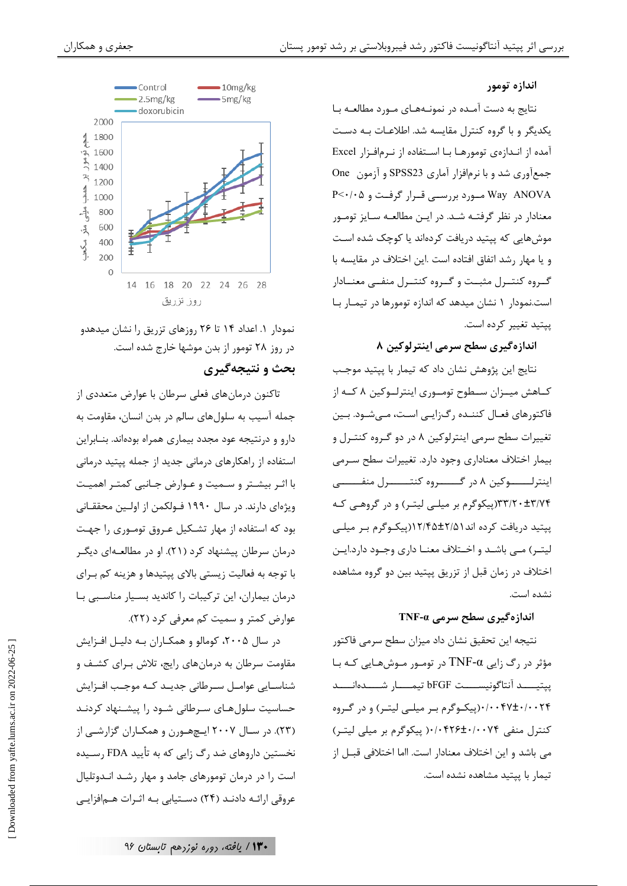### اندازه تومور

نتایج به دست آمده در نمونه‌های مورد مطالعه با یکدیگر و با گروه کنترل مقایسه شد. اطلاعات به دست آمده از اندازه‌ی تومورها با استفاده از نرم‌افزار Excel جمع‌آوری شد و با نرم‌افزار آماری SPSS23 و آزمون One Way ANOVA مورد بررسی قرار گرفت و P<۰/۰۵ معنادار در نظر گرفته شد. در این مطالعه سایز تومور موش‌هایی که پپتید دریافت کرده‌اند یا کوچک شده است و یا مهار رشد اتفاق افتاده است .این اختلاف در مقایسه با گروه کنترل مثبت و گروه کنترل منفی معنادار است.نمودار ۱ نشان میدهد که اندازه تومورها در تیمار با پپتید تغییر کرده است.

### اندازه‌گیری سطح سرمی اینترلوکین ۸

نتایج این پژوهش نشان داد که تیمار با پپتید موجب کاهش میزان سطوح توموری اینترلوکین ۸ که از فاکتورهای فعال کننده رگزایی است، می‌شود. بین تغییرات سطح سرمی اینترلوکین ۸ در دو گروه کنترل و بیمار اختلاف معناداری وجود دارد. تغییرات سطح سرمی اینترلوکین ۸ در گروه کنترل منفی ۳/۷۴±۳۳/۲۰(پیکوگرم بر میلی لیتر) و در گروهی که پپتید دریافت کرده اند۲/۵۱±۱۲/۴۵(پیکوگرم بر میلی لیتر) می باشد و اختلاف معنا داری وجود دارد.این اختلاف در زمان قبل از تزریق پپتید بین دو گروه مشاهده نشده است.

### اندازه‌گیری سطح سرمی TNF-α

نتیجه این تحقیق نشان داد میزان سطح سرمی فاکتور مؤثر در رگ زایی TNF-α در تومور موش‌هایی که با پپتید آنتاگونیست bFGF تیمار شده‌اند ۰/۰۰۲۴±۰/۰۰۴۷(پیکوگرم بر میلی لیتر) و در گروه کنترل منفی ۰/۰۰۷۴±۰/۰۴۲۶) پیکوگرم بر میلی لیتر) می باشد و این اختلاف معنادار است. اما اختلافی قبل از تیمار با پپتید مشاهده نشده است.

نمودار ۱. اعداد ۱۴ تا ۲۶ روزهای تزریق را نشان میدهدو در روز ۲۸ تومور از بدن موشها خارج شده است.

## بحث و نتیجه‌گیری

تاکنون درمان‌های فعلی سرطان با عوارض متعددی از جمله آسیب به سلول‌های سالم در بدن انسان، مقاومت به دارو و درنتیجه عود مجدد بیماری همراه بوده‌اند. بنابراین استفاده از راهکارهای درمانی جدید از جمله پپتید درمانی با اثر بیشتر و سمیت و عوارض جانبی کمتر اهمیت ویژه‌ای دارند. در سال ۱۹۹۰ فولکمن از اولین محققانی بود که استفاده از مهار تشکیل عروق توموری را جهت درمان سرطان پیشنهاد کرد (۲۱). او در مطالعه‌ای دیگر با توجه به فعالیت زیستی بالای پپتیدها و هزینه کم برای درمان بیماران، این ترکیبات را کاندید بسیار مناسبی با عوارض کمتر و سمیت کم معرفی کرد (۲۲).

در سال ۲۰۰۵، کومالو و همکاران به دلیل افزایش مقاومت سرطان به درمان‌های رایج، تلاش برای کشف و شناسایی عوامل سرطانی جدید که موجب افزایش حساسیت سلول‌های سرطانی شود را پیشنهاد کردند (۲۳). در سال ۲۰۰۷ ایچهورن و همکاران گزارشی از نخستین داروهای ضد رگ زایی که به تأیید FDA رسیده است را در درمان تومورهای جامد و مهار رشد اندوتلیال عروقی ارائه دادند (۲۴) دستیابی به اثرات هم‌افزایی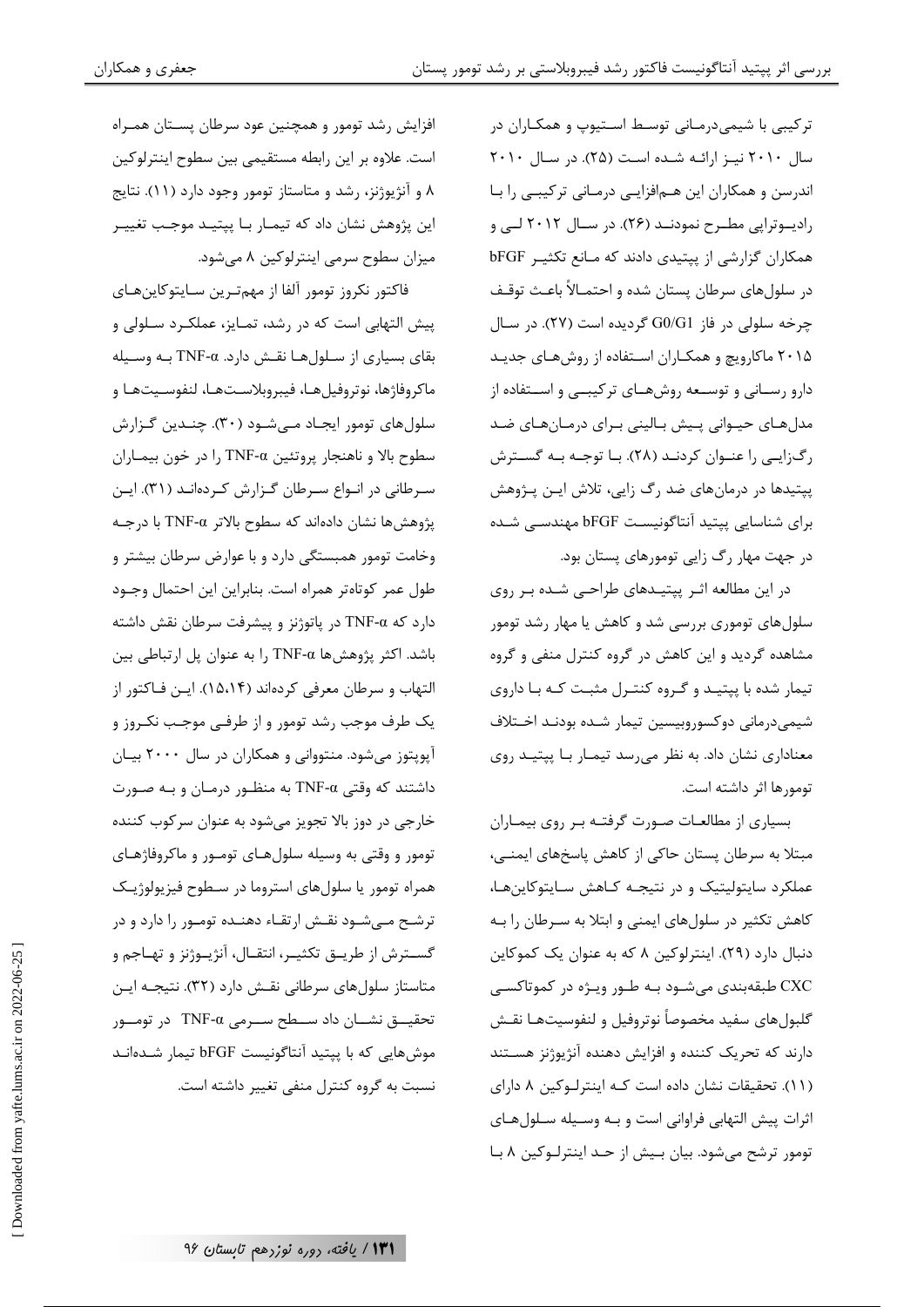ترکیبی با شیمی‌درمانی توسط استیوپ و همکاران در سال ۲۰۱۰ نیز ارائه شده است (۲۵). در سال ۲۰۱۰ اندرسن و همکاران این هم‌افزایی درمانی ترکیبی را با رادیوتراپی مطرح نمودند (۲۶). در سال ۲۰۱۲ لی و همکاران گزارشی از پپتیدی دادند که مانع تکثیر bFGF در سلول‌های سرطان پستان شده و احتمالاً باعث توقف چرخه سلولی در فاز G0/G1 گردیده است (۲۷). در سال ۲۰۱۵ ماکرویچ و همکاران استفاده از روش‌های جدید دارو رسانی و توسعه روش‌های ترکیبی و استفاده از مدل‌های حیوانی پیش بالینی برای درمان‌های ضد رگ‌زایی را عنوان کردند (۲۸). با توجه به گسترش پپتیدها در درمان‌های ضد رگ زایی، تلاش این پژوهش برای شناسایی پپتید آنتاگونیست bFGF مهندسی شده در جهت مهار رگ زایی تومورهای پستان بود.

در این مطالعه اثر پپتیدهای طراحی شده بر روی سلول‌های توموری بررسی شد و کاهش یا مهار رشد تومور مشاهده گردید و این کاهش در گروه کنترل منفی و گروه تیمار شده با پپتید و گروه کنترل مثبت که با داروی شیمی‌درمانی دوکسوروبیسین تیمار شده بودند اختلاف معناداری نشان داد. به نظر می‌رسد تیمار با پپتید روی تومورها اثر داشته است.

بسیاری از مطالعات صورت گرفته بر روی بیماران مبتلا به سرطان پستان حاکی از کاهش پاسخ‌های ایمنی، عملکرد سایتولیتیک و در نتیجه کاهش سایتوکاین‌ها، کاهش تکثیر در سلول‌های ایمنی و ابتلا به سرطان را به دنبال دارد (۲۹). اینترلوکین ۸ که به عنوان یک کموکاین CXC طبقه‌بندی می‌شود به طور ویژه در کموتاکسی گلبول‌های سفید مخصوصاً نوتروفیل و لنفوسیت‌ها نقش دارند که تحریک کننده و افزایش دهنده آنژیوژنز هستند (۱۱). تحقیقات نشان داده است که اینترلوکین ۸ دارای اثرات پیش التهابی فراوانی است و به وسیله سلول‌های تومور ترشح می‌شود. بیان بیش از حد اینترلوکین ۸ با افزایش رشد تومور و همچنین عود سرطان پستان همراه است. علاوه بر این رابطه مستقیمی بین سطوح اینترلوکین ۸ و آنژیوژنز، رشد و متاستاز تومور وجود دارد (۱۱). نتایج این پژوهش نشان داد که تیمار با پپتید موجب تغییر میزان سطوح سرمی اینترلوکین ۸ می‌شود.

فاکتور نکروز تومور آلفا از مهم‌ترین سایتوکاین‌های پیش التهابی است که در رشد، تمایز، عملکرد سلولی و بقای بسیاری از سلول‌ها نقش دارد. TNF-α به وسیله ماکروفاژها، نوتروفیل‌ها، فیبروبلاست‌ها، لنفوسیت‌ها و سلول‌های تومور ایجاد می‌شود (۳۰). چندین گزارش سطوح بالا و ناهنجار پروتئین TNF-α را در خون بیماران سرطانی در انواع سرطان گزارش کرده‌اند (۳۱). این پژوهش‌ها نشان داده‌اند که سطوح بالاتر TNF-α با درجه وخامت تومور همبستگی دارد و با عوارض سرطان بیشتر و طول عمر کوتاه‌تر همراه است. بنابراین این احتمال وجود دارد که TNF-α در پاتوژنز و پیشرفت سرطان نقش داشته باشد. اکثر پژوهش‌ها TNF-α را به عنوان پل ارتباطی بین التهاب و سرطان معرفی کرده‌اند (۱۵،۱۴). این فاکتور از یک طرف موجب رشد تومور و از طرفی موجب نکروز و آپوپتوز می‌شود. منتووانی و همکاران در سال ۲۰۰۰ بیان داشتند که وقتی TNF-α به منظور درمان و به صورت خارجی در دوز بالا تجویز می‌شود به عنوان سرکوب کننده تومور و وقتی به وسیله سلول‌های تومور و ماکروفاژهای همراه تومور یا سلول‌های استروما در سطوح فیزیولوژیک ترشح می‌شود نقش ارتقاء دهنده تومور را دارد و در گسترش از طریق تکثیر، انتقال، آنژیوژنز و تهاجم و متاستاز سلول‌های سرطانی نقش دارد (۳۲). نتیجه این تحقیق نشان داد سطح سرمی TNF-α در تومور موش‌هایی که با پپتید آنتاگونیست bFGF تیمار شده‌اند نسبت به گروه کنترل منفی تغییر داشته است.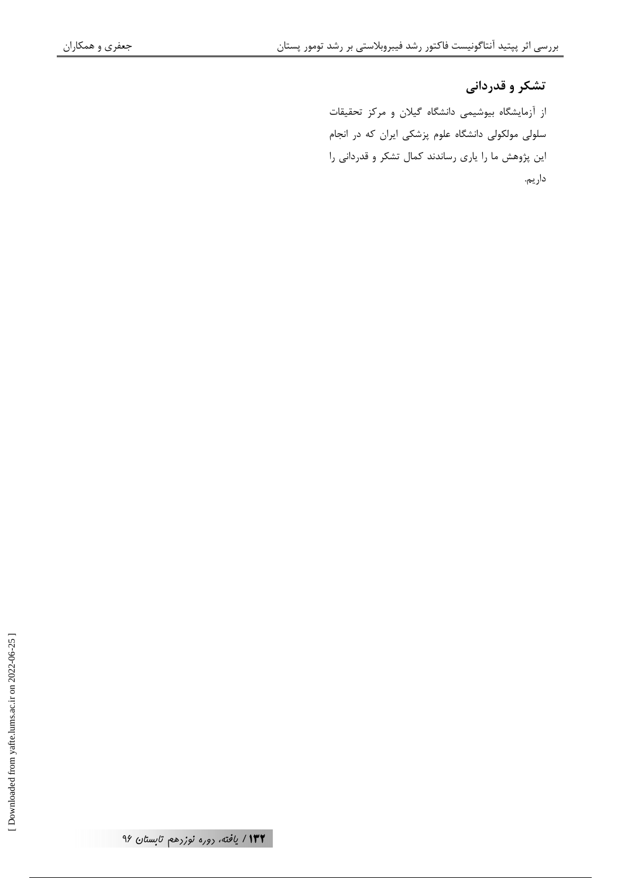## تشکر و قدردانی

از آزمایشگاه بیوشیمی دانشگاه گیلان و مرکز تحقیقات سلولی مولکولی دانشگاه علوم پزشکی ایران که در انجام این پژوهش ما را یاری رساندند کمال تشکر و قدردانی را داریم.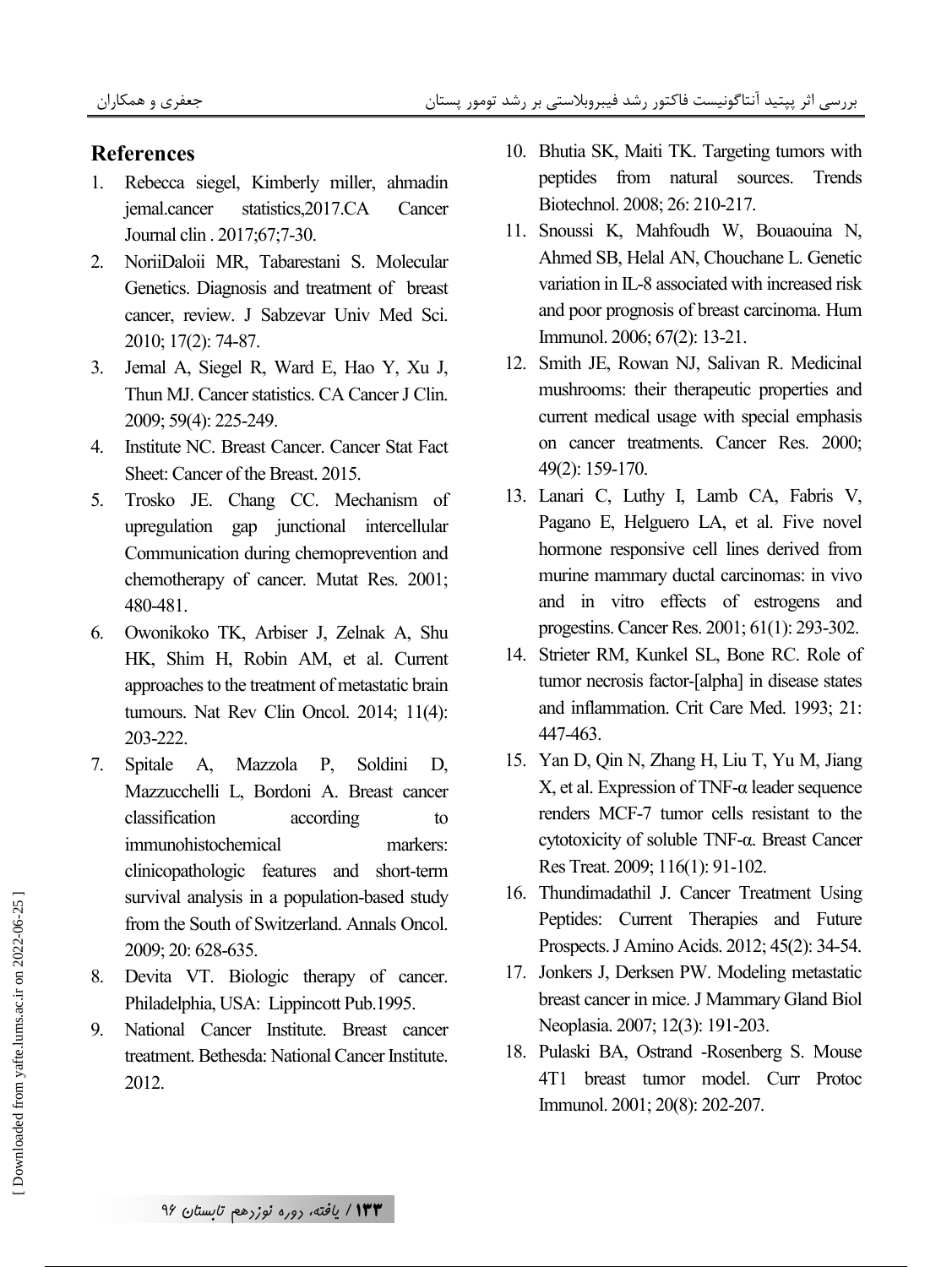## References

1. Rebecca siegel, Kimberly miller, ahmadin jemal.cancer statistics,2017.CA Cancer Journal clin . 2017;67;7-30.
2. NoriiDaloii MR, Tabarestani S. Molecular Genetics. Diagnosis and treatment of breast cancer, review. J Sabzevar Univ Med Sci. 2010; 17(2): 74-87.
3. Jemal A, Siegel R, Ward E, Hao Y, Xu J, Thun MJ. Cancer statistics. CA Cancer J Clin. 2009; 59(4): 225-249.
4. Institute NC. Breast Cancer. Cancer Stat Fact Sheet: Cancer of the Breast. 2015.
5. Trosko JE. Chang CC. Mechanism of upregulation gap junctional intercellular Communication during chemoprevention and chemotherapy of cancer. Mutat Res. 2001; 480-481.
6. Owonikoko TK, Arbiser J, Zelnak A, Shu HK, Shim H, Robin AM, et al. Current approaches to the treatment of metastatic brain tumours. Nat Rev Clin Oncol. 2014; 11(4): 203-222.
7. Spitale A, Mazzola P, Soldini D, Mazzucchelli L, Bordoni A. Breast cancer classification according to immunohistochemical markers: clinicopathologic features and short-term survival analysis in a population-based study from the South of Switzerland. Annals Oncol. 2009; 20: 628-635.
8. Devita VT. Biologic therapy of cancer. Philadelphia, USA: Lippincott Pub.1995.
9. National Cancer Institute. Breast cancer treatment. Bethesda: National Cancer Institute. 2012.
10. Bhutia SK, Maiti TK. Targeting tumors with peptides from natural sources. Trends Biotechnol. 2008; 26: 210-217.
11. Snoussi K, Mahfoudh W, Bouaouina N, Ahmed SB, Helal AN, Chouchane L. Genetic variation in IL-8 associated with increased risk and poor prognosis of breast carcinoma. Hum Immunol. 2006; 67(2): 13-21.
12. Smith JE, Rowan NJ, Salivan R. Medicinal mushrooms: their therapeutic properties and current medical usage with special emphasis on cancer treatments. Cancer Res. 2000; 49(2): 159-170.
13. Lanari C, Luthy I, Lamb CA, Fabris V, Pagano E, Helguero LA, et al. Five novel hormone responsive cell lines derived from murine mammary ductal carcinomas: in vivo and in vitro effects of estrogens and progestins. Cancer Res. 2001; 61(1): 293-302.
14. Strieter RM, Kunkel SL, Bone RC. Role of tumor necrosis factor-[alpha] in disease states and inflammation. Crit Care Med. 1993; 21: 447-463.
15. Yan D, Qin N, Zhang H, Liu T, Yu M, Jiang X, et al. Expression of TNF-α leader sequence renders MCF-7 tumor cells resistant to the cytotoxicity of soluble TNF-α. Breast Cancer Res Treat. 2009; 116(1): 91-102.
16. Thundimadathil J. Cancer Treatment Using Peptides: Current Therapies and Future Prospects. J Amino Acids. 2012; 45(2): 34-54.
17. Jonkers J, Derksen PW. Modeling metastatic breast cancer in mice. J Mammary Gland Biol Neoplasia. 2007; 12(3): 191-203.
18. Pulaski BA, Ostrand -Rosenberg S. Mouse 4T1 breast tumor model. Curr Protoc Immunol. 2001; 20(8): 202-207.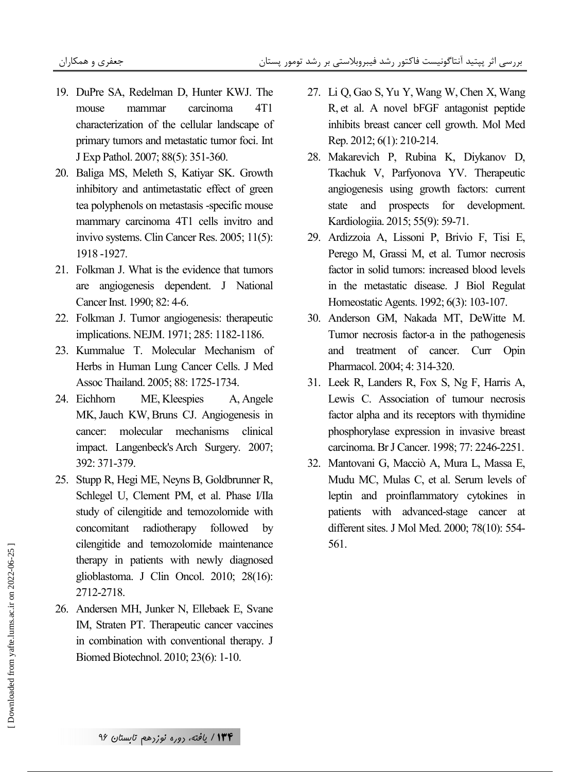19. DuPre SA, Redelman D, Hunter KWJ. The mouse mammar carcinoma 4T1 characterization of the cellular landscape of primary tumors and metastatic tumor foci. Int J Exp Pathol. 2007; 88(5): 351-360.
20. Baliga MS, Meleth S, Katiyar SK. Growth inhibitory and antimetastatic effect of green tea polyphenols on metastasis -specific mouse mammary carcinoma 4T1 cells invitro and invivo systems. Clin Cancer Res. 2005; 11(5): 1918 -1927.
21. Folkman J. What is the evidence that tumors are angiogenesis dependent. J National Cancer Inst. 1990; 82: 4-6.
22. Folkman J. Tumor angiogenesis: therapeutic implications. NEJM. 1971; 285: 1182-1186.
23. Kummalue T. Molecular Mechanism of Herbs in Human Lung Cancer Cells. J Med Assoc Thailand. 2005; 88: 1725-1734.
24. Eichhorn ME, Kleespies A, Angele MK, Jauch KW, Bruns CJ. Angiogenesis in cancer: molecular mechanisms clinical impact. Langenbeck's Arch Surgery. 2007; 392: 371-379.
25. Stupp R, Hegi ME, Neyns B, Goldbrunner R, Schlegel U, Clement PM, et al. Phase I/IIa study of cilengitide and temozolomide with concomitant radiotherapy followed by cilengitide and temozolomide maintenance therapy in patients with newly diagnosed glioblastoma. J Clin Oncol. 2010; 28(16): 2712-2718.
26. Andersen MH, Junker N, Ellebaek E, Svane IM, Straten PT. Therapeutic cancer vaccines in combination with conventional therapy. J Biomed Biotechnol. 2010; 23(6): 1-10.
27. Li Q, Gao S, Yu Y, Wang W, Chen X, Wang R, et al. A novel bFGF antagonist peptide inhibits breast cancer cell growth. Mol Med Rep. 2012; 6(1): 210-214.
28. Makarevich P, Rubina K, Diykanov D, Tkachuk V, Parfyonova YV. Therapeutic angiogenesis using growth factors: current state and prospects for development. Kardiologiia. 2015; 55(9): 59-71.
29. Ardizzoia A, Lissoni P, Brivio F, Tisi E, Perego M, Grassi M, et al. Tumor necrosis factor in solid tumors: increased blood levels in the metastatic disease. J Biol Regulat Homeostatic Agents. 1992; 6(3): 103-107.
30. Anderson GM, Nakada MT, DeWitte M. Tumor necrosis factor-a in the pathogenesis and treatment of cancer. Curr Opin Pharmacol. 2004; 4: 314-320.
31. Leek R, Landers R, Fox S, Ng F, Harris A, Lewis C. Association of tumour necrosis factor alpha and its receptors with thymidine phosphorylase expression in invasive breast carcinoma. Br J Cancer. 1998; 77: 2246-2251.
32. Mantovani G, Macciò A, Mura L, Massa E, Mudu MC, Mulas C, et al. Serum levels of leptin and proinflammatory cytokines in patients with advanced-stage cancer at different sites. J Mol Med. 2000; 78(10): 554-561.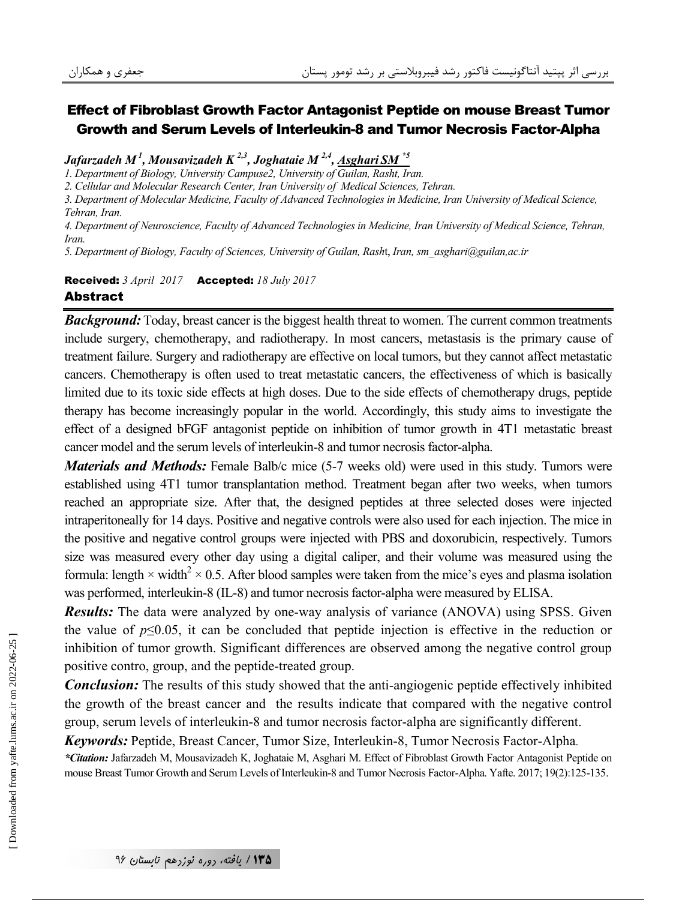# Effect of Fibroblast Growth Factor Antagonist Peptide on mouse Breast Tumor Growth and Serum Levels of Interleukin-8 and Tumor Necrosis Factor-Alpha

*Jafarzadeh M*[1], *Mousavizadeh K*[2,3], *Joghataie M*[2,4], *Asghari SM*[*5]

1. Department of Biology, University Campuse2, University of Guilan, Rasht, Iran.
2. Cellular and Molecular Research Center, Iran University of Medical Sciences, Tehran.
3. Department of Molecular Medicine, Faculty of Advanced Technologies in Medicine, Iran University of Medical Science, Tehran, Iran.
4. Department of Neuroscience, Faculty of Advanced Technologies in Medicine, Iran University of Medical Science, Tehran, Iran.
5. Department of Biology, Faculty of Sciences, University of Guilan, Rasht, Iran, sm_asghari@guilan,ac.ir

**Received:** *3 April 2017* **Accepted:** *18 July 2017*

## Abstract

***Background:*** Today, breast cancer is the biggest health threat to women. The current common treatments include surgery, chemotherapy, and radiotherapy. In most cancers, metastasis is the primary cause of treatment failure. Surgery and radiotherapy are effective on local tumors, but they cannot affect metastatic cancers. Chemotherapy is often used to treat metastatic cancers, the effectiveness of which is basically limited due to its toxic side effects at high doses. Due to the side effects of chemotherapy drugs, peptide therapy has become increasingly popular in the world. Accordingly, this study aims to investigate the effect of a designed bFGF antagonist peptide on inhibition of tumor growth in 4T1 metastatic breast cancer model and the serum levels of interleukin-8 and tumor necrosis factor-alpha.

***Materials and Methods:*** Female Balb/c mice (5-7 weeks old) were used in this study. Tumors were established using 4T1 tumor transplantation method. Treatment began after two weeks, when tumors reached an appropriate size. After that, the designed peptides at three selected doses were injected intraperitoneally for 14 days. Positive and negative controls were also used for each injection. The mice in the positive and negative control groups were injected with PBS and doxorubicin, respectively. Tumors size was measured every other day using a digital caliper, and their volume was measured using the formula: length × width$^2$ × 0.5. After blood samples were taken from the mice's eyes and plasma isolation was performed, interleukin-8 (IL-8) and tumor necrosis factor-alpha were measured by ELISA.

***Results:*** The data were analyzed by one-way analysis of variance (ANOVA) using SPSS. Given the value of $p \leq 0.05$, it can be concluded that peptide injection is effective in the reduction or inhibition of tumor growth. Significant differences are observed among the negative control group positive contro, group, and the peptide-treated group.

***Conclusion:*** The results of this study showed that the anti-angiogenic peptide effectively inhibited the growth of the breast cancer and the results indicate that compared with the negative control group, serum levels of interleukin-8 and tumor necrosis factor-alpha are significantly different.

***Keywords:*** Peptide, Breast Cancer, Tumor Size, Interleukin-8, Tumor Necrosis Factor-Alpha.

***Citation:*** Jafarzadeh M, Mousavizadeh K, Joghataie M, Asghari M. Effect of Fibroblast Growth Factor Antagonist Peptide on mouse Breast Tumor Growth and Serum Levels of Interleukin-8 and Tumor Necrosis Factor-Alpha. Yafte. 2017; 19(2):125-135.